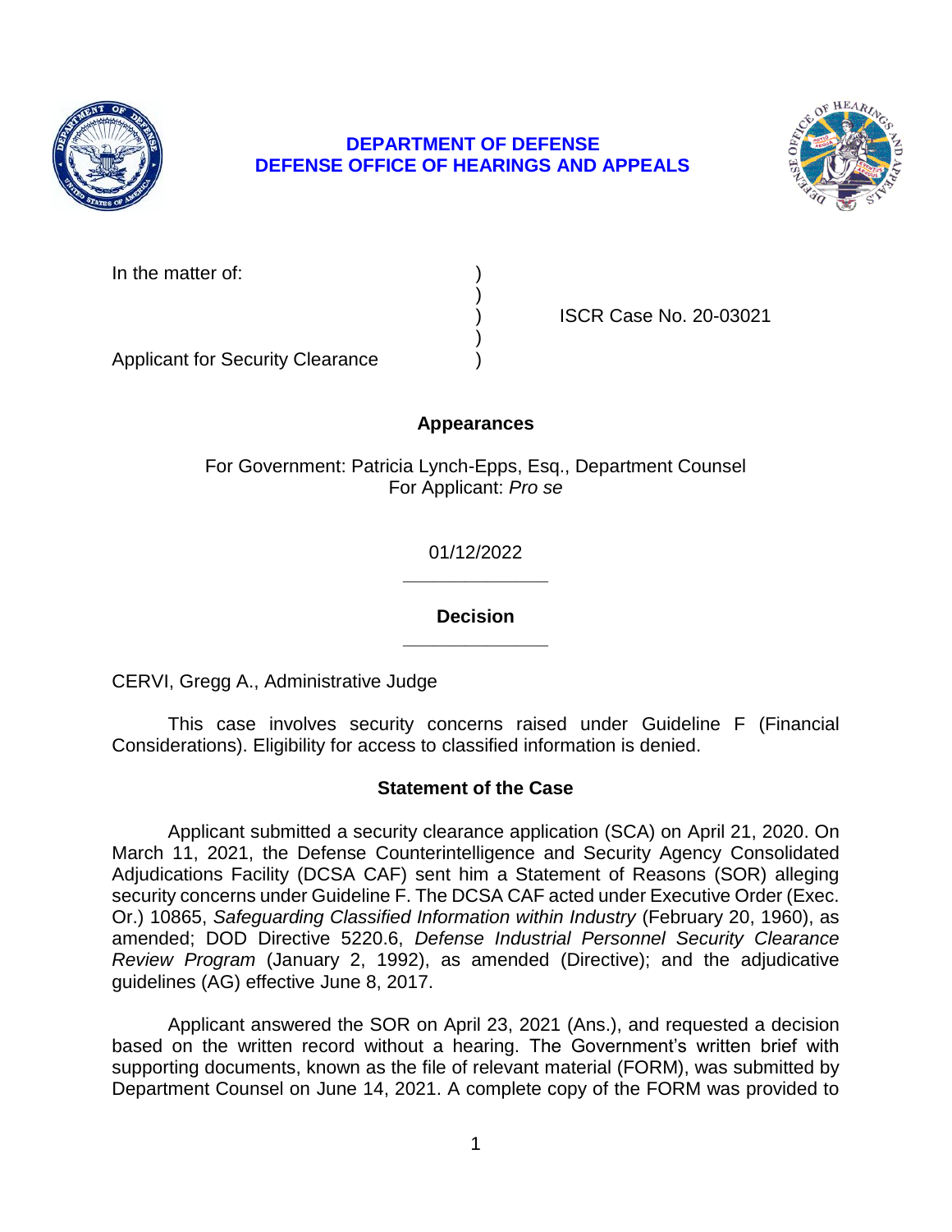**DEPARTMENT OF DEFENSE**
**DEFENSE OFFICE OF HEARINGS AND APPEALS**

In the matter of: )
)
) ISCR Case No. 20-03021
)
Applicant for Security Clearance )

## Appearances

For Government: Patricia Lynch-Epps, Esq., Department Counsel
For Applicant: *Pro se*

01/12/2022

______________

## Decision

______________

CERVI, Gregg A., Administrative Judge

This case involves security concerns raised under Guideline F (Financial Considerations). Eligibility for access to classified information is denied.

## Statement of the Case

Applicant submitted a security clearance application (SCA) on April 21, 2020. On March 11, 2021, the Defense Counterintelligence and Security Agency Consolidated Adjudications Facility (DCSA CAF) sent him a Statement of Reasons (SOR) alleging security concerns under Guideline F. The DCSA CAF acted under Executive Order (Exec. Or.) 10865, *Safeguarding Classified Information within Industry* (February 20, 1960), as amended; DOD Directive 5220.6, *Defense Industrial Personnel Security Clearance Review Program* (January 2, 1992), as amended (Directive); and the adjudicative guidelines (AG) effective June 8, 2017.

Applicant answered the SOR on April 23, 2021 (Ans.), and requested a decision based on the written record without a hearing. The Government's written brief with supporting documents, known as the file of relevant material (FORM), was submitted by Department Counsel on June 14, 2021. A complete copy of the FORM was provided to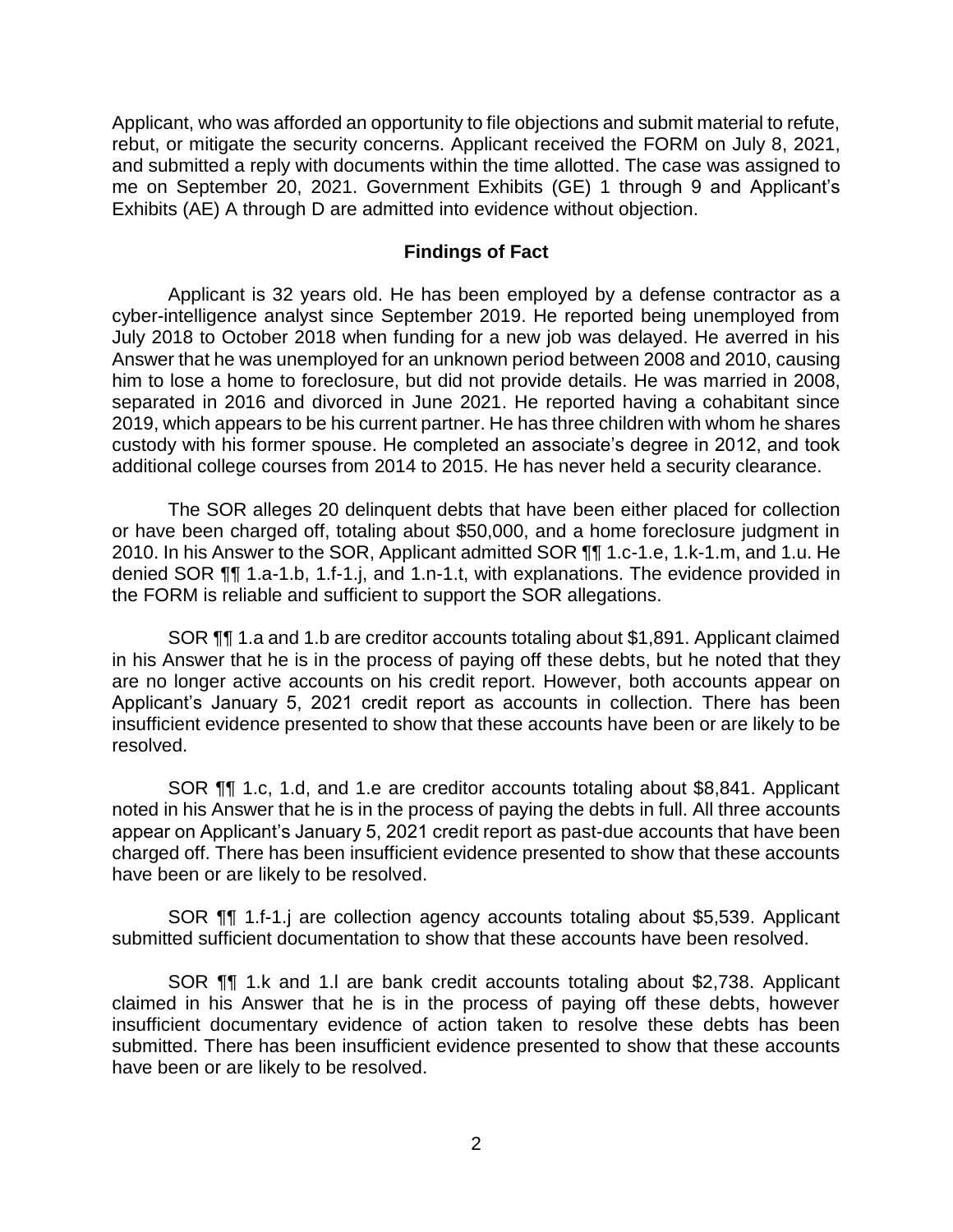Applicant, who was afforded an opportunity to file objections and submit material to refute, rebut, or mitigate the security concerns. Applicant received the FORM on July 8, 2021, and submitted a reply with documents within the time allotted. The case was assigned to me on September 20, 2021. Government Exhibits (GE) 1 through 9 and Applicant's Exhibits (AE) A through D are admitted into evidence without objection.

## Findings of Fact

Applicant is 32 years old. He has been employed by a defense contractor as a cyber-intelligence analyst since September 2019. He reported being unemployed from July 2018 to October 2018 when funding for a new job was delayed. He averred in his Answer that he was unemployed for an unknown period between 2008 and 2010, causing him to lose a home to foreclosure, but did not provide details. He was married in 2008, separated in 2016 and divorced in June 2021. He reported having a cohabitant since 2019, which appears to be his current partner. He has three children with whom he shares custody with his former spouse. He completed an associate's degree in 2012, and took additional college courses from 2014 to 2015. He has never held a security clearance.

The SOR alleges 20 delinquent debts that have been either placed for collection or have been charged off, totaling about $50,000, and a home foreclosure judgment in 2010. In his Answer to the SOR, Applicant admitted SOR ¶¶ 1.c-1.e, 1.k-1.m, and 1.u. He denied SOR ¶¶ 1.a-1.b, 1.f-1.j, and 1.n-1.t, with explanations. The evidence provided in the FORM is reliable and sufficient to support the SOR allegations.

SOR ¶¶ 1.a and 1.b are creditor accounts totaling about $1,891. Applicant claimed in his Answer that he is in the process of paying off these debts, but he noted that they are no longer active accounts on his credit report. However, both accounts appear on Applicant's January 5, 2021 credit report as accounts in collection. There has been insufficient evidence presented to show that these accounts have been or are likely to be resolved.

SOR ¶¶ 1.c, 1.d, and 1.e are creditor accounts totaling about $8,841. Applicant noted in his Answer that he is in the process of paying the debts in full. All three accounts appear on Applicant's January 5, 2021 credit report as past-due accounts that have been charged off. There has been insufficient evidence presented to show that these accounts have been or are likely to be resolved.

SOR ¶¶ 1.f-1.j are collection agency accounts totaling about $5,539. Applicant submitted sufficient documentation to show that these accounts have been resolved.

SOR ¶¶ 1.k and 1.l are bank credit accounts totaling about $2,738. Applicant claimed in his Answer that he is in the process of paying off these debts, however insufficient documentary evidence of action taken to resolve these debts has been submitted. There has been insufficient evidence presented to show that these accounts have been or are likely to be resolved.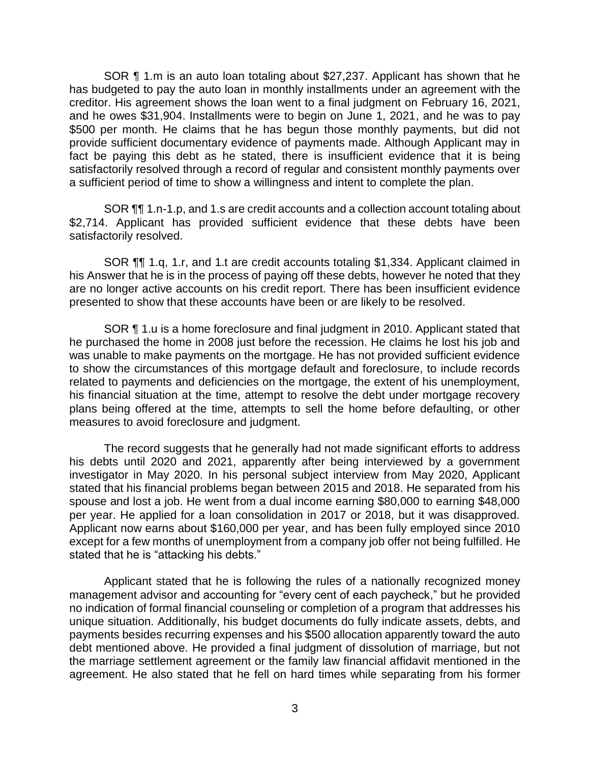SOR ¶ 1.m is an auto loan totaling about $27,237. Applicant has shown that he has budgeted to pay the auto loan in monthly installments under an agreement with the creditor. His agreement shows the loan went to a final judgment on February 16, 2021, and he owes $31,904. Installments were to begin on June 1, 2021, and he was to pay $500 per month. He claims that he has begun those monthly payments, but did not provide sufficient documentary evidence of payments made. Although Applicant may in fact be paying this debt as he stated, there is insufficient evidence that it is being satisfactorily resolved through a record of regular and consistent monthly payments over a sufficient period of time to show a willingness and intent to complete the plan.

SOR ¶¶ 1.n-1.p, and 1.s are credit accounts and a collection account totaling about $2,714. Applicant has provided sufficient evidence that these debts have been satisfactorily resolved.

SOR ¶¶ 1.q, 1.r, and 1.t are credit accounts totaling $1,334. Applicant claimed in his Answer that he is in the process of paying off these debts, however he noted that they are no longer active accounts on his credit report. There has been insufficient evidence presented to show that these accounts have been or are likely to be resolved.

SOR ¶ 1.u is a home foreclosure and final judgment in 2010. Applicant stated that he purchased the home in 2008 just before the recession. He claims he lost his job and was unable to make payments on the mortgage. He has not provided sufficient evidence to show the circumstances of this mortgage default and foreclosure, to include records related to payments and deficiencies on the mortgage, the extent of his unemployment, his financial situation at the time, attempt to resolve the debt under mortgage recovery plans being offered at the time, attempts to sell the home before defaulting, or other measures to avoid foreclosure and judgment.

The record suggests that he generally had not made significant efforts to address his debts until 2020 and 2021, apparently after being interviewed by a government investigator in May 2020. In his personal subject interview from May 2020, Applicant stated that his financial problems began between 2015 and 2018. He separated from his spouse and lost a job. He went from a dual income earning $80,000 to earning $48,000 per year. He applied for a loan consolidation in 2017 or 2018, but it was disapproved. Applicant now earns about $160,000 per year, and has been fully employed since 2010 except for a few months of unemployment from a company job offer not being fulfilled. He stated that he is "attacking his debts."

Applicant stated that he is following the rules of a nationally recognized money management advisor and accounting for "every cent of each paycheck," but he provided no indication of formal financial counseling or completion of a program that addresses his unique situation. Additionally, his budget documents do fully indicate assets, debts, and payments besides recurring expenses and his $500 allocation apparently toward the auto debt mentioned above. He provided a final judgment of dissolution of marriage, but not the marriage settlement agreement or the family law financial affidavit mentioned in the agreement. He also stated that he fell on hard times while separating from his former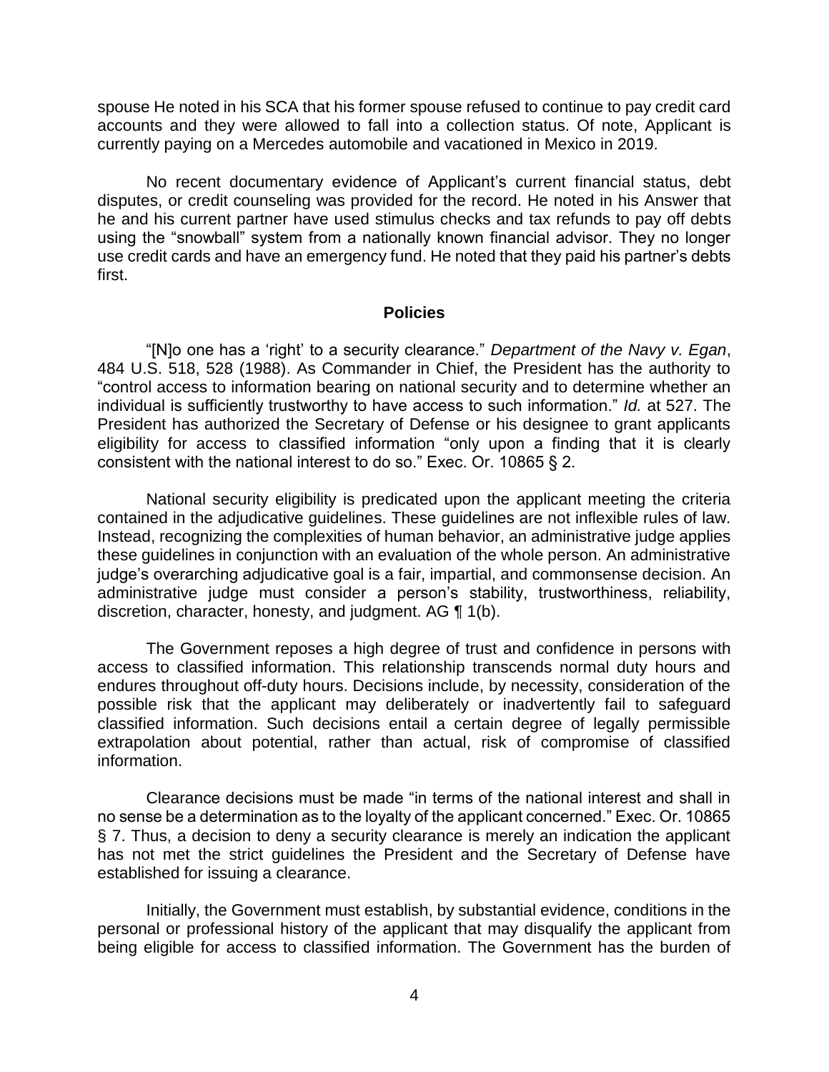spouse He noted in his SCA that his former spouse refused to continue to pay credit card accounts and they were allowed to fall into a collection status. Of note, Applicant is currently paying on a Mercedes automobile and vacationed in Mexico in 2019.

No recent documentary evidence of Applicant's current financial status, debt disputes, or credit counseling was provided for the record. He noted in his Answer that he and his current partner have used stimulus checks and tax refunds to pay off debts using the "snowball" system from a nationally known financial advisor. They no longer use credit cards and have an emergency fund. He noted that they paid his partner's debts first.

## Policies

"[N]o one has a 'right' to a security clearance." *Department of the Navy v. Egan*, 484 U.S. 518, 528 (1988). As Commander in Chief, the President has the authority to "control access to information bearing on national security and to determine whether an individual is sufficiently trustworthy to have access to such information." *Id.* at 527. The President has authorized the Secretary of Defense or his designee to grant applicants eligibility for access to classified information "only upon a finding that it is clearly consistent with the national interest to do so." Exec. Or. 10865 § 2.

National security eligibility is predicated upon the applicant meeting the criteria contained in the adjudicative guidelines. These guidelines are not inflexible rules of law. Instead, recognizing the complexities of human behavior, an administrative judge applies these guidelines in conjunction with an evaluation of the whole person. An administrative judge's overarching adjudicative goal is a fair, impartial, and commonsense decision. An administrative judge must consider a person's stability, trustworthiness, reliability, discretion, character, honesty, and judgment. AG ¶ 1(b).

The Government reposes a high degree of trust and confidence in persons with access to classified information. This relationship transcends normal duty hours and endures throughout off-duty hours. Decisions include, by necessity, consideration of the possible risk that the applicant may deliberately or inadvertently fail to safeguard classified information. Such decisions entail a certain degree of legally permissible extrapolation about potential, rather than actual, risk of compromise of classified information.

Clearance decisions must be made "in terms of the national interest and shall in no sense be a determination as to the loyalty of the applicant concerned." Exec. Or. 10865 § 7. Thus, a decision to deny a security clearance is merely an indication the applicant has not met the strict guidelines the President and the Secretary of Defense have established for issuing a clearance.

Initially, the Government must establish, by substantial evidence, conditions in the personal or professional history of the applicant that may disqualify the applicant from being eligible for access to classified information. The Government has the burden of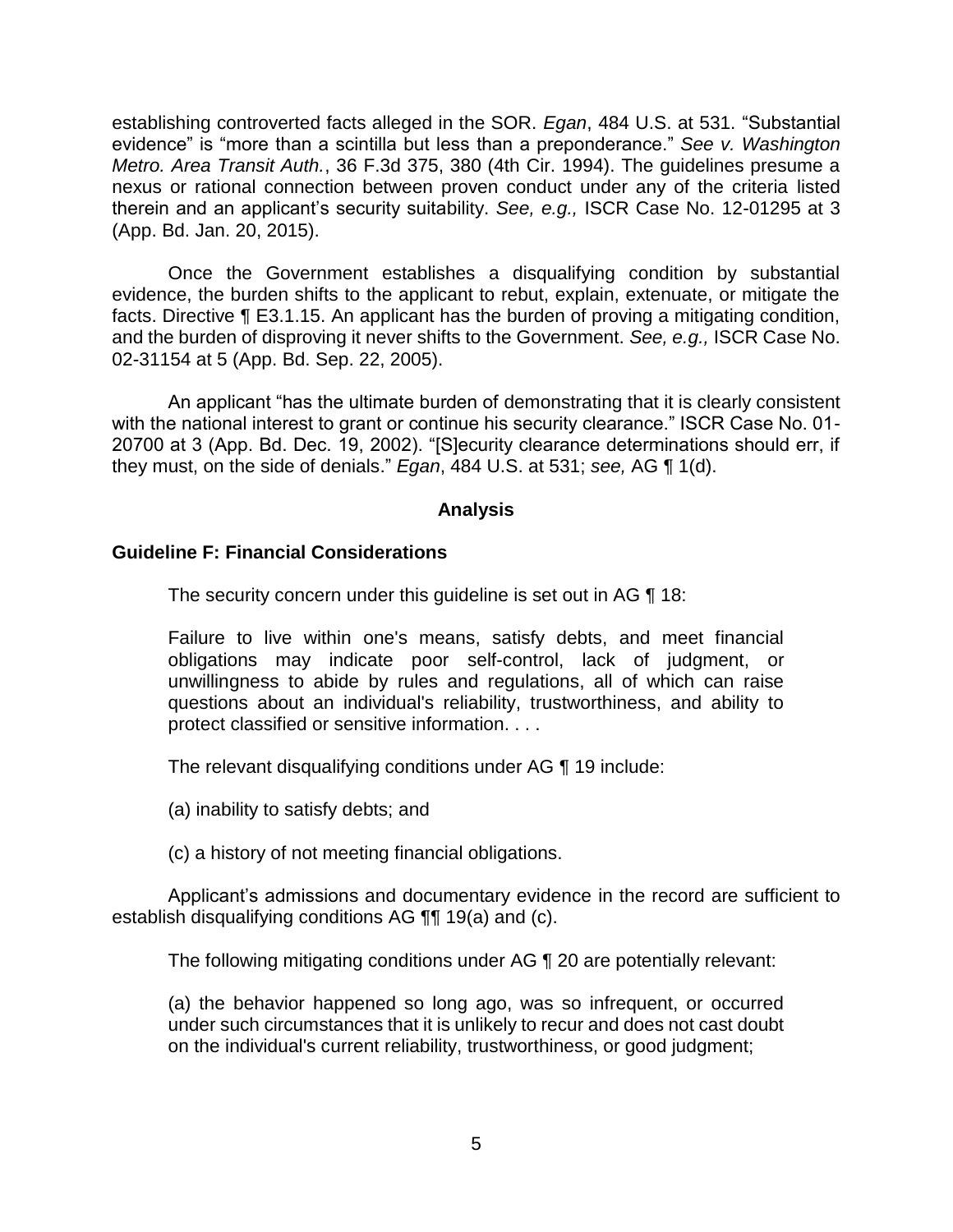establishing controverted facts alleged in the SOR. *Egan*, 484 U.S. at 531. "Substantial evidence" is "more than a scintilla but less than a preponderance." *See v. Washington Metro. Area Transit Auth.*, 36 F.3d 375, 380 (4th Cir. 1994). The guidelines presume a nexus or rational connection between proven conduct under any of the criteria listed therein and an applicant's security suitability. *See, e.g.,* ISCR Case No. 12-01295 at 3 (App. Bd. Jan. 20, 2015).

Once the Government establishes a disqualifying condition by substantial evidence, the burden shifts to the applicant to rebut, explain, extenuate, or mitigate the facts. Directive ¶ E3.1.15. An applicant has the burden of proving a mitigating condition, and the burden of disproving it never shifts to the Government. *See, e.g.,* ISCR Case No. 02-31154 at 5 (App. Bd. Sep. 22, 2005).

An applicant "has the ultimate burden of demonstrating that it is clearly consistent with the national interest to grant or continue his security clearance." ISCR Case No. 01-20700 at 3 (App. Bd. Dec. 19, 2002). "[S]ecurity clearance determinations should err, if they must, on the side of denials." *Egan*, 484 U.S. at 531; *see,* AG ¶ 1(d).

## Analysis

### Guideline F: Financial Considerations

The security concern under this guideline is set out in AG ¶ 18:

> Failure to live within one's means, satisfy debts, and meet financial obligations may indicate poor self-control, lack of judgment, or unwillingness to abide by rules and regulations, all of which can raise questions about an individual's reliability, trustworthiness, and ability to protect classified or sensitive information. . . .

The relevant disqualifying conditions under AG ¶ 19 include:

(a) inability to satisfy debts; and

(c) a history of not meeting financial obligations.

Applicant's admissions and documentary evidence in the record are sufficient to establish disqualifying conditions AG ¶¶ 19(a) and (c).

The following mitigating conditions under AG ¶ 20 are potentially relevant:

(a) the behavior happened so long ago, was so infrequent, or occurred under such circumstances that it is unlikely to recur and does not cast doubt on the individual's current reliability, trustworthiness, or good judgment;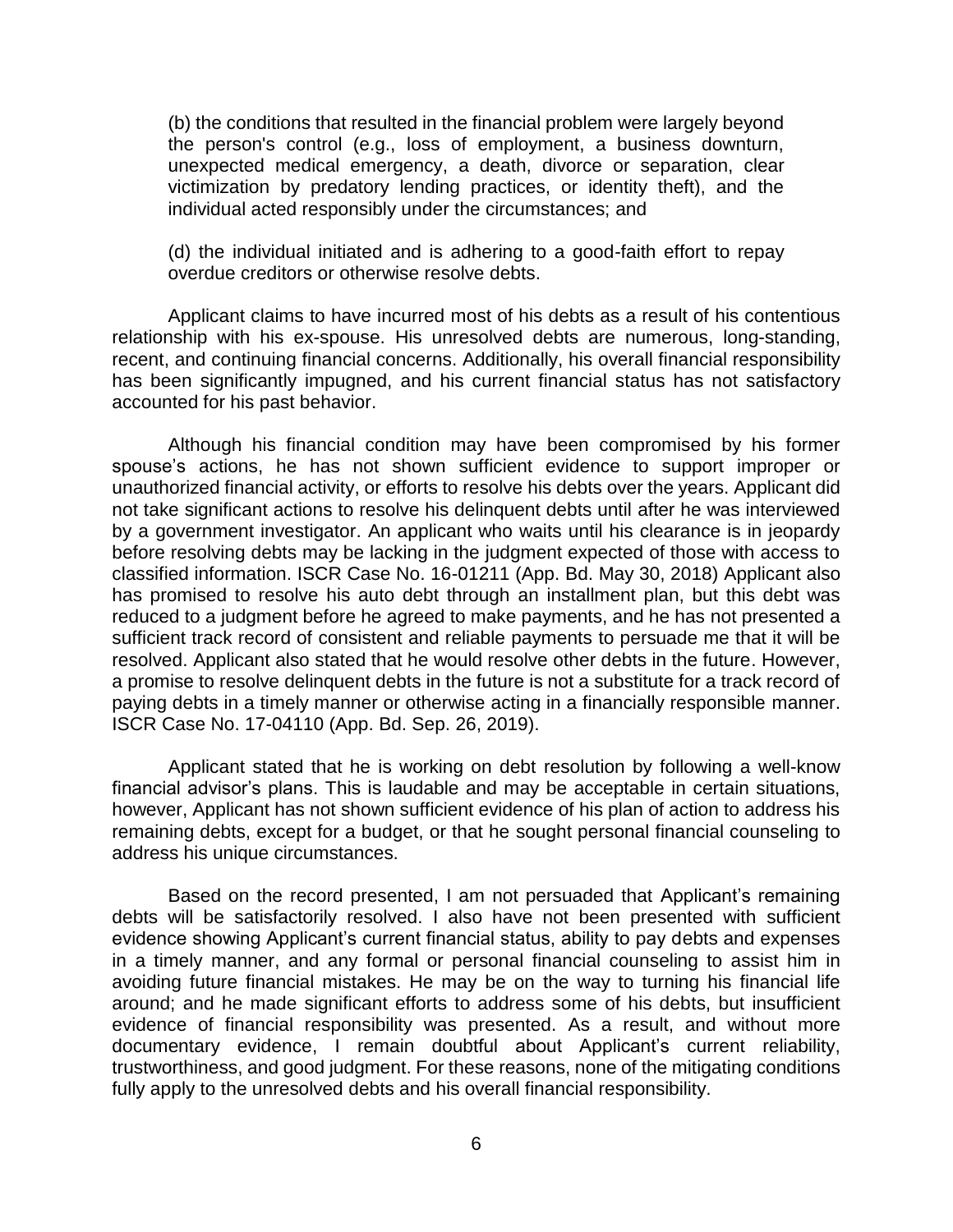(b) the conditions that resulted in the financial problem were largely beyond the person's control (e.g., loss of employment, a business downturn, unexpected medical emergency, a death, divorce or separation, clear victimization by predatory lending practices, or identity theft), and the individual acted responsibly under the circumstances; and

(d) the individual initiated and is adhering to a good-faith effort to repay overdue creditors or otherwise resolve debts.

Applicant claims to have incurred most of his debts as a result of his contentious relationship with his ex-spouse. His unresolved debts are numerous, long-standing, recent, and continuing financial concerns. Additionally, his overall financial responsibility has been significantly impugned, and his current financial status has not satisfactory accounted for his past behavior.

Although his financial condition may have been compromised by his former spouse's actions, he has not shown sufficient evidence to support improper or unauthorized financial activity, or efforts to resolve his debts over the years. Applicant did not take significant actions to resolve his delinquent debts until after he was interviewed by a government investigator. An applicant who waits until his clearance is in jeopardy before resolving debts may be lacking in the judgment expected of those with access to classified information. ISCR Case No. 16-01211 (App. Bd. May 30, 2018) Applicant also has promised to resolve his auto debt through an installment plan, but this debt was reduced to a judgment before he agreed to make payments, and he has not presented a sufficient track record of consistent and reliable payments to persuade me that it will be resolved. Applicant also stated that he would resolve other debts in the future. However, a promise to resolve delinquent debts in the future is not a substitute for a track record of paying debts in a timely manner or otherwise acting in a financially responsible manner. ISCR Case No. 17-04110 (App. Bd. Sep. 26, 2019).

Applicant stated that he is working on debt resolution by following a well-know financial advisor's plans. This is laudable and may be acceptable in certain situations, however, Applicant has not shown sufficient evidence of his plan of action to address his remaining debts, except for a budget, or that he sought personal financial counseling to address his unique circumstances.

Based on the record presented, I am not persuaded that Applicant's remaining debts will be satisfactorily resolved. I also have not been presented with sufficient evidence showing Applicant's current financial status, ability to pay debts and expenses in a timely manner, and any formal or personal financial counseling to assist him in avoiding future financial mistakes. He may be on the way to turning his financial life around; and he made significant efforts to address some of his debts, but insufficient evidence of financial responsibility was presented. As a result, and without more documentary evidence, I remain doubtful about Applicant's current reliability, trustworthiness, and good judgment. For these reasons, none of the mitigating conditions fully apply to the unresolved debts and his overall financial responsibility.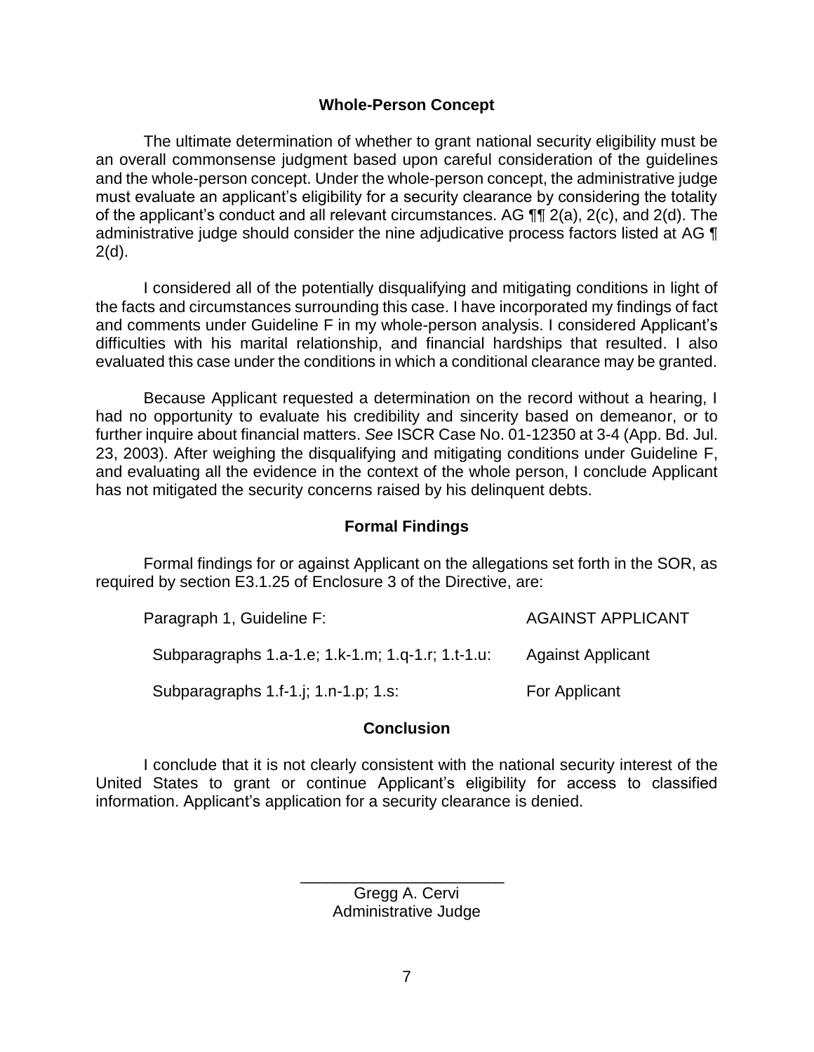## Whole-Person Concept

The ultimate determination of whether to grant national security eligibility must be an overall commonsense judgment based upon careful consideration of the guidelines and the whole-person concept. Under the whole-person concept, the administrative judge must evaluate an applicant's eligibility for a security clearance by considering the totality of the applicant's conduct and all relevant circumstances. AG ¶¶ 2(a), 2(c), and 2(d). The administrative judge should consider the nine adjudicative process factors listed at AG ¶ 2(d).

I considered all of the potentially disqualifying and mitigating conditions in light of the facts and circumstances surrounding this case. I have incorporated my findings of fact and comments under Guideline F in my whole-person analysis. I considered Applicant's difficulties with his marital relationship, and financial hardships that resulted. I also evaluated this case under the conditions in which a conditional clearance may be granted.

Because Applicant requested a determination on the record without a hearing, I had no opportunity to evaluate his credibility and sincerity based on demeanor, or to further inquire about financial matters. *See* ISCR Case No. 01-12350 at 3-4 (App. Bd. Jul. 23, 2003). After weighing the disqualifying and mitigating conditions under Guideline F, and evaluating all the evidence in the context of the whole person, I conclude Applicant has not mitigated the security concerns raised by his delinquent debts.

## Formal Findings

Formal findings for or against Applicant on the allegations set forth in the SOR, as required by section E3.1.25 of Enclosure 3 of the Directive, are:

| | |
|---|---|
| Paragraph 1, Guideline F: | AGAINST APPLICANT |
| Subparagraphs 1.a-1.e; 1.k-1.m; 1.q-1.r; 1.t-1.u: | Against Applicant |
| Subparagraphs 1.f-1.j; 1.n-1.p; 1.s: | For Applicant |

## Conclusion

I conclude that it is not clearly consistent with the national security interest of the United States to grant or continue Applicant's eligibility for access to classified information. Applicant's application for a security clearance is denied.

\_\_\_\_\_\_\_\_\_\_\_\_\_\_\_\_\_\_\_\_\_\_\_\_

Gregg A. Cervi
Administrative Judge